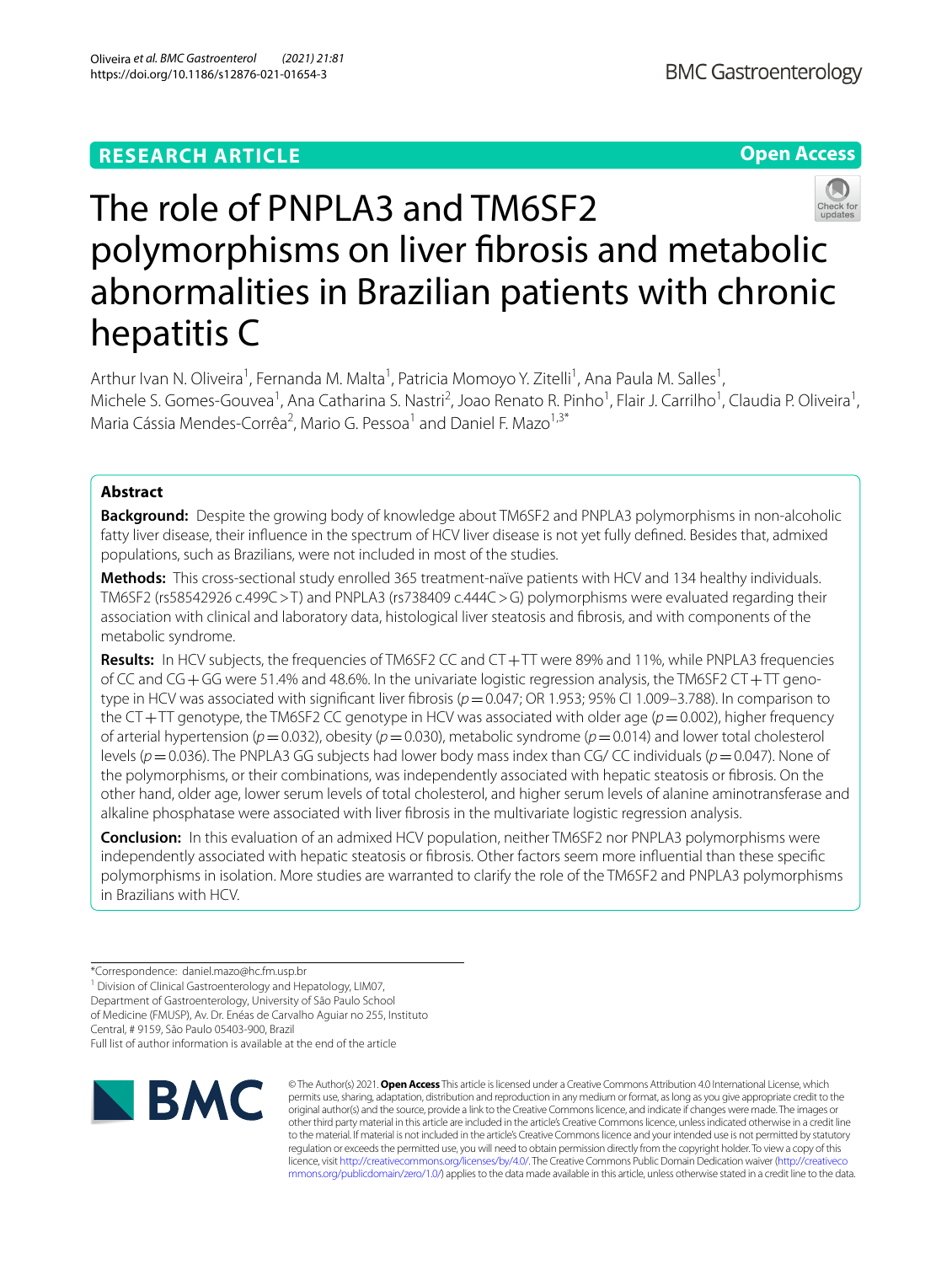RESEARCH ARTICLE

Open Access

# The role of PNPLA3 and TM6SF2 polymorphisms on liver fibrosis and metabolic abnormalities in Brazilian patients with chronic hepatitis C

Arthur Ivan N. Oliveira[1], Fernanda M. Malta[1], Patricia Momoyo Y. Zitelli[1], Ana Paula M. Salles[1], Michele S. Gomes-Gouvea[1], Ana Catharina S. Nastri[2], Joao Renato R. Pinho[1], Flair J. Carrilho[1], Claudia P. Oliveira[1], Maria Cássia Mendes-Corrêa[2], Mario G. Pessoa[1] and Daniel F. Mazo[1,3*]

## Abstract

**Background:** Despite the growing body of knowledge about TM6SF2 and PNPLA3 polymorphisms in non-alcoholic fatty liver disease, their influence in the spectrum of HCV liver disease is not yet fully defined. Besides that, admixed populations, such as Brazilians, were not included in most of the studies.

**Methods:** This cross-sectional study enrolled 365 treatment-naïve patients with HCV and 134 healthy individuals. TM6SF2 (rs58542926 c.499C > T) and PNPLA3 (rs738409 c.444C > G) polymorphisms were evaluated regarding their association with clinical and laboratory data, histological liver steatosis and fibrosis, and with components of the metabolic syndrome.

**Results:** In HCV subjects, the frequencies of TM6SF2 CC and CT + TT were 89% and 11%, while PNPLA3 frequencies of CC and CG + GG were 51.4% and 48.6%. In the univariate logistic regression analysis, the TM6SF2 CT + TT genotype in HCV was associated with significant liver fibrosis ($p = 0.047$; OR 1.953; 95% CI 1.009–3.788). In comparison to the CT + TT genotype, the TM6SF2 CC genotype in HCV was associated with older age ($p = 0.002$), higher frequency of arterial hypertension ($p = 0.032$), obesity ($p = 0.030$), metabolic syndrome ($p = 0.014$) and lower total cholesterol levels ($p = 0.036$). The PNPLA3 GG subjects had lower body mass index than CG/ CC individuals ($p = 0.047$). None of the polymorphisms, or their combinations, was independently associated with hepatic steatosis or fibrosis. On the other hand, older age, lower serum levels of total cholesterol, and higher serum levels of alanine aminotransferase and alkaline phosphatase were associated with liver fibrosis in the multivariate logistic regression analysis.

**Conclusion:** In this evaluation of an admixed HCV population, neither TM6SF2 nor PNPLA3 polymorphisms were independently associated with hepatic steatosis or fibrosis. Other factors seem more influential than these specific polymorphisms in isolation. More studies are warranted to clarify the role of the TM6SF2 and PNPLA3 polymorphisms in Brazilians with HCV.

*Correspondence: daniel.mazo@hc.fm.usp.br

[1] Division of Clinical Gastroenterology and Hepatology, LIM07, Department of Gastroenterology, University of São Paulo School of Medicine (FMUSP), Av. Dr. Enéas de Carvalho Aguiar no 255, Instituto Central, # 9159, São Paulo 05403-900, Brazil

Full list of author information is available at the end of the article

© The Author(s) 2021. **Open Access** This article is licensed under a Creative Commons Attribution 4.0 International License, which permits use, sharing, adaptation, distribution and reproduction in any medium or format, as long as you give appropriate credit to the original author(s) and the source, provide a link to the Creative Commons licence, and indicate if changes were made. The images or other third party material in this article are included in the article's Creative Commons licence, unless indicated otherwise in a credit line to the material. If material is not included in the article's Creative Commons licence and your intended use is not permitted by statutory regulation or exceeds the permitted use, you will need to obtain permission directly from the copyright holder. To view a copy of this licence, visit http://creativecommons.org/licenses/by/4.0/. The Creative Commons Public Domain Dedication waiver (http://creativecommons.org/publicdomain/zero/1.0/) applies to the data made available in this article, unless otherwise stated in a credit line to the data.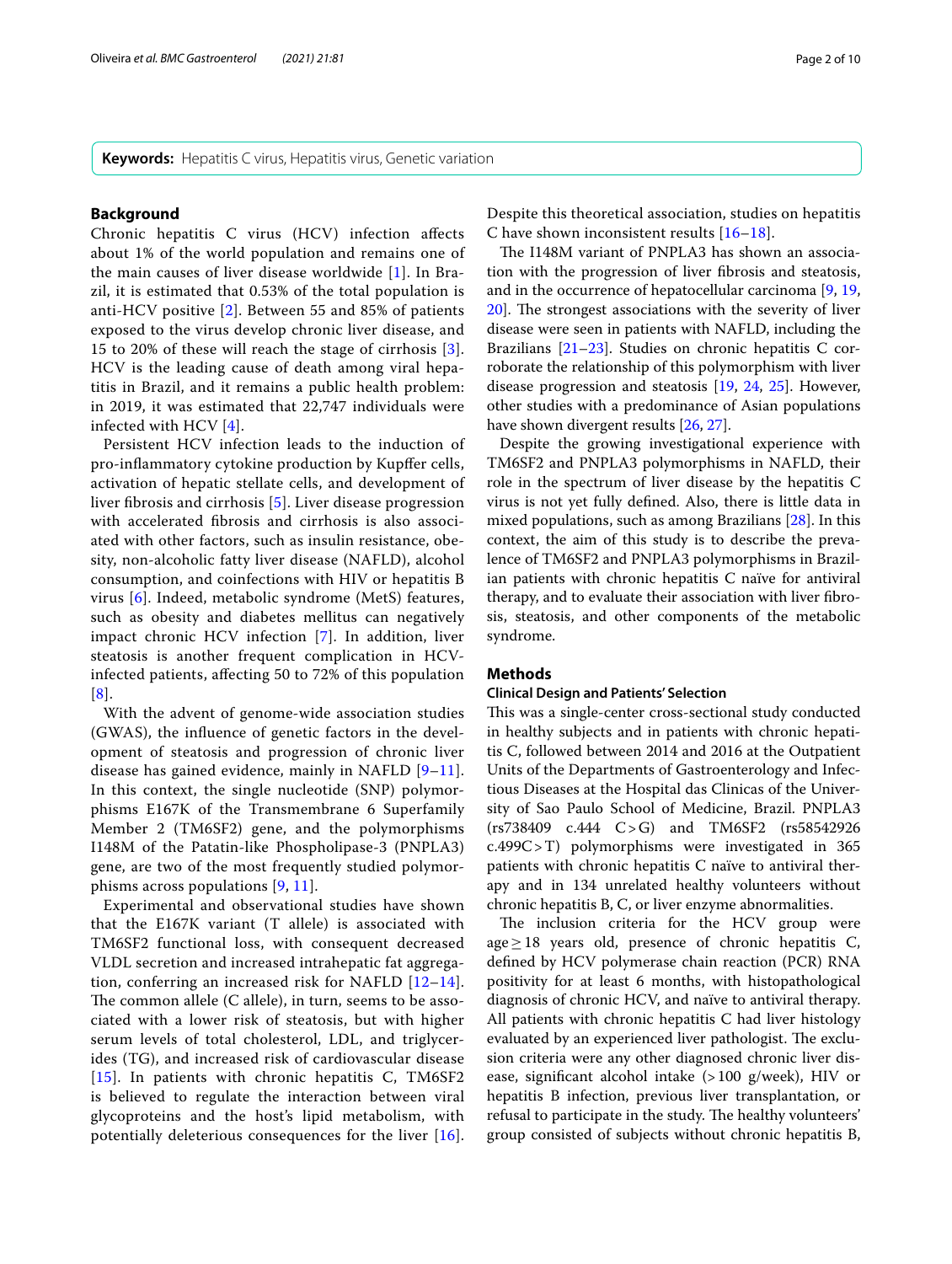**Keywords:** Hepatitis C virus, Hepatitis virus, Genetic variation

## Background

Chronic hepatitis C virus (HCV) infection affects about 1% of the world population and remains one of the main causes of liver disease worldwide [1]. In Brazil, it is estimated that 0.53% of the total population is anti-HCV positive [2]. Between 55 and 85% of patients exposed to the virus develop chronic liver disease, and 15 to 20% of these will reach the stage of cirrhosis [3]. HCV is the leading cause of death among viral hepatitis in Brazil, and it remains a public health problem: in 2019, it was estimated that 22,747 individuals were infected with HCV [4].

Persistent HCV infection leads to the induction of pro-inflammatory cytokine production by Kupffer cells, activation of hepatic stellate cells, and development of liver fibrosis and cirrhosis [5]. Liver disease progression with accelerated fibrosis and cirrhosis is also associated with other factors, such as insulin resistance, obesity, non-alcoholic fatty liver disease (NAFLD), alcohol consumption, and coinfections with HIV or hepatitis B virus [6]. Indeed, metabolic syndrome (MetS) features, such as obesity and diabetes mellitus can negatively impact chronic HCV infection [7]. In addition, liver steatosis is another frequent complication in HCV-infected patients, affecting 50 to 72% of this population [8].

With the advent of genome-wide association studies (GWAS), the influence of genetic factors in the development of steatosis and progression of chronic liver disease has gained evidence, mainly in NAFLD [9–11]. In this context, the single nucleotide (SNP) polymorphisms E167K of the Transmembrane 6 Superfamily Member 2 (TM6SF2) gene, and the polymorphisms I148M of the Patatin-like Phospholipase-3 (PNPLA3) gene, are two of the most frequently studied polymorphisms across populations [9, 11].

Experimental and observational studies have shown that the E167K variant (T allele) is associated with TM6SF2 functional loss, with consequent decreased VLDL secretion and increased intrahepatic fat aggregation, conferring an increased risk for NAFLD [12–14]. The common allele (C allele), in turn, seems to be associated with a lower risk of steatosis, but with higher serum levels of total cholesterol, LDL, and triglycerides (TG), and increased risk of cardiovascular disease [15]. In patients with chronic hepatitis C, TM6SF2 is believed to regulate the interaction between viral glycoproteins and the host's lipid metabolism, with potentially deleterious consequences for the liver [16]. Despite this theoretical association, studies on hepatitis C have shown inconsistent results [16–18].

The I148M variant of PNPLA3 has shown an association with the progression of liver fibrosis and steatosis, and in the occurrence of hepatocellular carcinoma [9, 19, 20]. The strongest associations with the severity of liver disease were seen in patients with NAFLD, including the Brazilians [21–23]. Studies on chronic hepatitis C corroborate the relationship of this polymorphism with liver disease progression and steatosis [19, 24, 25]. However, other studies with a predominance of Asian populations have shown divergent results [26, 27].

Despite the growing investigational experience with TM6SF2 and PNPLA3 polymorphisms in NAFLD, their role in the spectrum of liver disease by the hepatitis C virus is not yet fully defined. Also, there is little data in mixed populations, such as among Brazilians [28]. In this context, the aim of this study is to describe the prevalence of TM6SF2 and PNPLA3 polymorphisms in Brazilian patients with chronic hepatitis C naïve for antiviral therapy, and to evaluate their association with liver fibrosis, steatosis, and other components of the metabolic syndrome.

## Methods

### Clinical Design and Patients' Selection

This was a single-center cross-sectional study conducted in healthy subjects and in patients with chronic hepatitis C, followed between 2014 and 2016 at the Outpatient Units of the Departments of Gastroenterology and Infectious Diseases at the Hospital das Clinicas of the University of Sao Paulo School of Medicine, Brazil. PNPLA3 (rs738409 c.444 C>G) and TM6SF2 (rs58542926 c.499C>T) polymorphisms were investigated in 365 patients with chronic hepatitis C naïve to antiviral therapy and in 134 unrelated healthy volunteers without chronic hepatitis B, C, or liver enzyme abnormalities.

The inclusion criteria for the HCV group were age ≥ 18 years old, presence of chronic hepatitis C, defined by HCV polymerase chain reaction (PCR) RNA positivity for at least 6 months, with histopathological diagnosis of chronic HCV, and naïve to antiviral therapy. All patients with chronic hepatitis C had liver histology evaluated by an experienced liver pathologist. The exclusion criteria were any other diagnosed chronic liver disease, significant alcohol intake (>100 g/week), HIV or hepatitis B infection, previous liver transplantation, or refusal to participate in the study. The healthy volunteers' group consisted of subjects without chronic hepatitis B,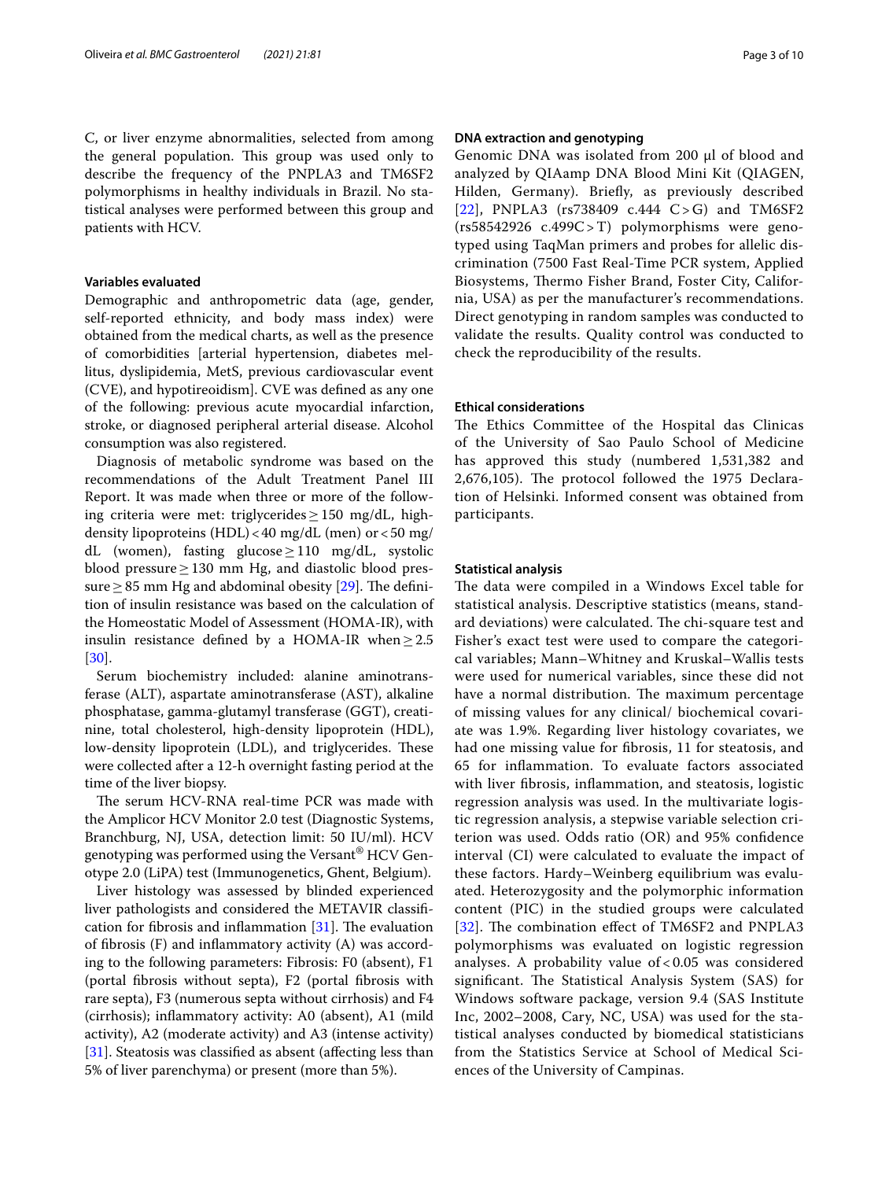C, or liver enzyme abnormalities, selected from among the general population. This group was used only to describe the frequency of the PNPLA3 and TM6SF2 polymorphisms in healthy individuals in Brazil. No statistical analyses were performed between this group and patients with HCV.

### Variables evaluated

Demographic and anthropometric data (age, gender, self-reported ethnicity, and body mass index) were obtained from the medical charts, as well as the presence of comorbidities [arterial hypertension, diabetes mellitus, dyslipidemia, MetS, previous cardiovascular event (CVE), and hypotireoidism]. CVE was defined as any one of the following: previous acute myocardial infarction, stroke, or diagnosed peripheral arterial disease. Alcohol consumption was also registered.

Diagnosis of metabolic syndrome was based on the recommendations of the Adult Treatment Panel III Report. It was made when three or more of the following criteria were met: triglycerides ≥ 150 mg/dL, high-density lipoproteins (HDL) < 40 mg/dL (men) or < 50 mg/dL (women), fasting glucose ≥ 110 mg/dL, systolic blood pressure ≥ 130 mm Hg, and diastolic blood pressure ≥ 85 mm Hg and abdominal obesity [29]. The definition of insulin resistance was based on the calculation of the Homeostatic Model of Assessment (HOMA-IR), with insulin resistance defined by a HOMA-IR when ≥ 2.5 [30].

Serum biochemistry included: alanine aminotransferase (ALT), aspartate aminotransferase (AST), alkaline phosphatase, gamma-glutamyl transferase (GGT), creatinine, total cholesterol, high-density lipoprotein (HDL), low-density lipoprotein (LDL), and triglycerides. These were collected after a 12-h overnight fasting period at the time of the liver biopsy.

The serum HCV-RNA real-time PCR was made with the Amplicor HCV Monitor 2.0 test (Diagnostic Systems, Branchburg, NJ, USA, detection limit: 50 IU/ml). HCV genotyping was performed using the Versant® HCV Genotype 2.0 (LiPA) test (Immunogenetics, Ghent, Belgium).

Liver histology was assessed by blinded experienced liver pathologists and considered the METAVIR classification for fibrosis and inflammation [31]. The evaluation of fibrosis (F) and inflammatory activity (A) was according to the following parameters: Fibrosis: F0 (absent), F1 (portal fibrosis without septa), F2 (portal fibrosis with rare septa), F3 (numerous septa without cirrhosis) and F4 (cirrhosis); inflammatory activity: A0 (absent), A1 (mild activity), A2 (moderate activity) and A3 (intense activity) [31]. Steatosis was classified as absent (affecting less than 5% of liver parenchyma) or present (more than 5%).

### DNA extraction and genotyping

Genomic DNA was isolated from 200 µl of blood and analyzed by QIAamp DNA Blood Mini Kit (QIAGEN, Hilden, Germany). Briefly, as previously described [22], PNPLA3 (rs738409 c.444 C > G) and TM6SF2 (rs58542926 c.499C > T) polymorphisms were genotyped using TaqMan primers and probes for allelic discrimination (7500 Fast Real-Time PCR system, Applied Biosystems, Thermo Fisher Brand, Foster City, California, USA) as per the manufacturer's recommendations. Direct genotyping in random samples was conducted to validate the results. Quality control was conducted to check the reproducibility of the results.

### Ethical considerations

The Ethics Committee of the Hospital das Clinicas of the University of Sao Paulo School of Medicine has approved this study (numbered 1,531,382 and 2,676,105). The protocol followed the 1975 Declaration of Helsinki. Informed consent was obtained from participants.

### Statistical analysis

The data were compiled in a Windows Excel table for statistical analysis. Descriptive statistics (means, standard deviations) were calculated. The chi-square test and Fisher's exact test were used to compare the categorical variables; Mann–Whitney and Kruskal–Wallis tests were used for numerical variables, since these did not have a normal distribution. The maximum percentage of missing values for any clinical/ biochemical covariate was 1.9%. Regarding liver histology covariates, we had one missing value for fibrosis, 11 for steatosis, and 65 for inflammation. To evaluate factors associated with liver fibrosis, inflammation, and steatosis, logistic regression analysis was used. In the multivariate logistic regression analysis, a stepwise variable selection criterion was used. Odds ratio (OR) and 95% confidence interval (CI) were calculated to evaluate the impact of these factors. Hardy–Weinberg equilibrium was evaluated. Heterozygosity and the polymorphic information content (PIC) in the studied groups were calculated [32]. The combination effect of TM6SF2 and PNPLA3 polymorphisms was evaluated on logistic regression analyses. A probability value of < 0.05 was considered significant. The Statistical Analysis System (SAS) for Windows software package, version 9.4 (SAS Institute Inc, 2002–2008, Cary, NC, USA) was used for the statistical analyses conducted by biomedical statisticians from the Statistics Service at School of Medical Sciences of the University of Campinas.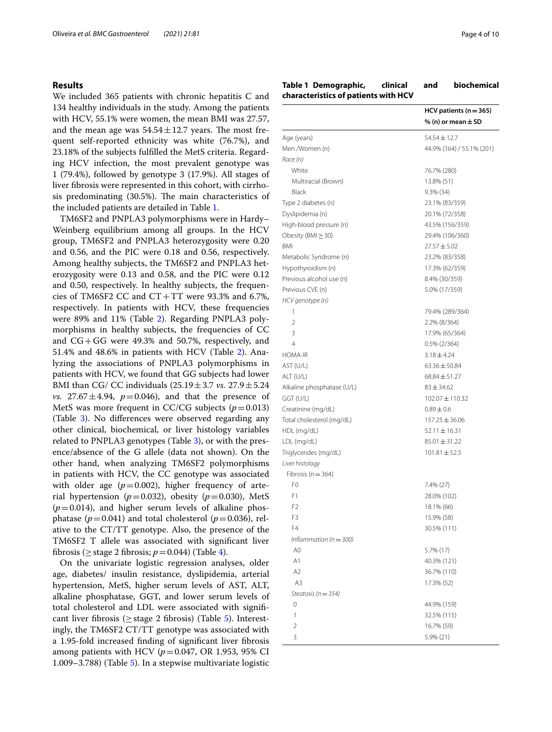## Results

We included 365 patients with chronic hepatitis C and 134 healthy individuals in the study. Among the patients with HCV, 55.1% were women, the mean BMI was 27.57, and the mean age was $54.54 \pm 12.7$ years. The most frequent self-reported ethnicity was white (76.7%), and 23.18% of the subjects fulfilled the MetS criteria. Regarding HCV infection, the most prevalent genotype was 1 (79.4%), followed by genotype 3 (17.9%). All stages of liver fibrosis were represented in this cohort, with cirrhosis predominating (30.5%). The main characteristics of the included patients are detailed in Table 1.

TM6SF2 and PNPLA3 polymorphisms were in Hardy–Weinberg equilibrium among all groups. In the HCV group, TM6SF2 and PNPLA3 heterozygosity were 0.20 and 0.56, and the PIC were 0.18 and 0.56, respectively. Among healthy subjects, the TM6SF2 and PNPLA3 heterozygosity were 0.13 and 0.58, and the PIC were 0.12 and 0.50, respectively. In healthy subjects, the frequencies of TM6SF2 CC and CT + TT were 93.3% and 6.7%, respectively. In patients with HCV, these frequencies were 89% and 11% (Table 2). Regarding PNPLA3 polymorphisms in healthy subjects, the frequencies of CC and CG + GG were 49.3% and 50.7%, respectively, and 51.4% and 48.6% in patients with HCV (Table 2). Analyzing the associations of PNPLA3 polymorphisms in patients with HCV, we found that GG subjects had lower BMI than CG/ CC individuals ($25.19 \pm 3.7$ *vs.* $27.9 \pm 5.24$ *vs.* $27.67 \pm 4.94$, $p = 0.046$), and that the presence of MetS was more frequent in CC/CG subjects ($p = 0.013$) (Table 3). No differences were observed regarding any other clinical, biochemical, or liver histology variables related to PNPLA3 genotypes (Table 3), or with the presence/absence of the G allele (data not shown). On the other hand, when analyzing TM6SF2 polymorphisms in patients with HCV, the CC genotype was associated with older age ($p = 0.002$), higher frequency of arterial hypertension ($p = 0.032$), obesity ($p = 0.030$), MetS ($p = 0.014$), and higher serum levels of alkaline phosphatase ($p = 0.041$) and total cholesterol ($p = 0.036$), relative to the CT/TT genotype. Also, the presence of the TM6SF2 T allele was associated with significant liver fibrosis ($\geq$ stage 2 fibrosis; $p = 0.044$) (Table 4).

On the univariate logistic regression analyses, older age, diabetes/ insulin resistance, dyslipidemia, arterial hypertension, MetS, higher serum levels of AST, ALT, alkaline phosphatase, GGT, and lower serum levels of total cholesterol and LDL were associated with significant liver fibrosis ($\geq$ stage 2 fibrosis) (Table 5). Interestingly, the TM6SF2 CT/TT genotype was associated with a 1.95-fold increased finding of significant liver fibrosis among patients with HCV ($p = 0.047$, OR 1.953, 95% CI 1.009–3.788) (Table 5). In a stepwise multivariate logistic

**Table 1 Demographic, clinical and biochemical characteristics of patients with HCV**

| | HCV patients (n = 365) % (n) or mean ± SD |
|---|---|
| Age (years) | 54.54 ± 12.7 |
| Men /Women (n) | 44.9% (164) / 55.1% (201) |
| *Race (n)* | |
| White | 76.7% (280) |
| Multiracial (Brown) | 13.8% (51) |
| Black | 9.3% (34) |
| Type 2 diabetes (n) | 23.1% (83/359) |
| Dyslipidemia (n) | 20.1% (72/358) |
| High-blood pressure (n) | 43.5% (156/359) |
| Obesity (BMI ≥ 30) | 29.4% (106/360) |
| BMI | 27.57 ± 5.02 |
| Metabolic Syndrome (n) | 23.2% (83/358) |
| Hypothyroidism (n) | 17.3% (62/359) |
| Previous alcohol use (n) | 8.4% (30/359) |
| Previous CVE (n) | 5.0% (17/359) |
| *HCV genotype (n)* | |
| 1 | 79.4% (289/364) |
| 2 | 2.2% (8/364) |
| 3 | 17.9% (65/364) |
| 4 | 0.5% (2/364) |
| HOMA-IR | 3.18 ± 4.24 |
| AST (U/L) | 63.36 ± 50.84 |
| ALT (U/L) | 68.84 ± 51.27 |
| Alkaline phosphatase (U/L) | 83 ± 34.62 |
| GGT (U/L) | 102.07 ± 110.32 |
| Creatinine (mg/dL) | 0.89 ± 0.6 |
| Total cholesterol (mg/dL) | 157.25 ± 36.06 |
| HDL (mg/dL) | 52.11 ± 16.31 |
| LDL (mg/dL) | 85.01 ± 31.22 |
| Triglycerides (mg/dL) | 101.81 ± 52.5 |
| *Liver histology* | |
| Fibrosis (n = 364) | |
| F0 | 7.4% (27) |
| F1 | 28.0% (102) |
| F2 | 18.1% (66) |
| F3 | 15.9% (58) |
| F4 | 30.5% (111) |
| *Inflammation (n = 300)* | |
| A0 | 5.7% (17) |
| A1 | 40.3% (121) |
| A2 | 36.7% (110) |
| A3 | 17.3% (52) |
| *Steatosis (n = 354)* | |
| 0 | 44.9% (159) |
| 1 | 32.5% (115) |
| 2 | 16.7% (59) |
| 3 | 5.9% (21) |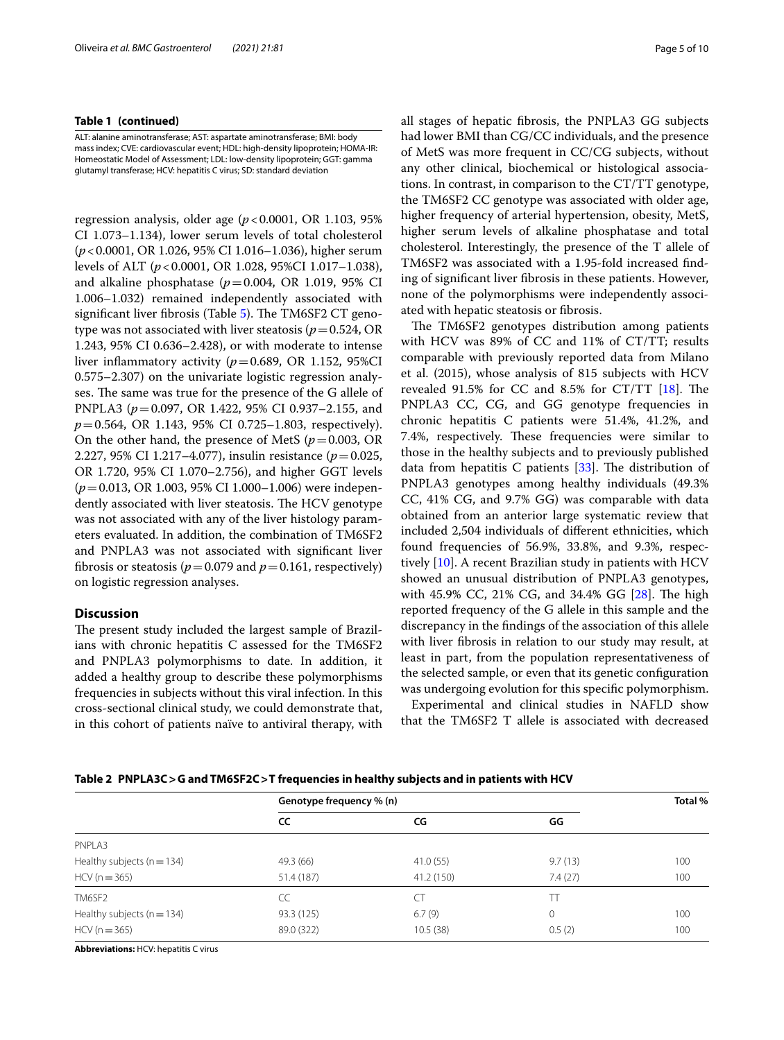**Table 1 (continued)**

ALT: alanine aminotransferase; AST: aspartate aminotransferase; BMI: body mass index; CVE: cardiovascular event; HDL: high-density lipoprotein; HOMA-IR: Homeostatic Model of Assessment; LDL: low-density lipoprotein; GGT: gamma glutamyl transferase; HCV: hepatitis C virus; SD: standard deviation

regression analysis, older age ($p < 0.0001$, OR 1.103, 95% CI 1.073–1.134), lower serum levels of total cholesterol ($p < 0.0001$, OR 1.026, 95% CI 1.016–1.036), higher serum levels of ALT ($p < 0.0001$, OR 1.028, 95%CI 1.017–1.038), and alkaline phosphatase ($p = 0.004$, OR 1.019, 95% CI 1.006–1.032) remained independently associated with significant liver fibrosis (Table 5). The TM6SF2 CT genotype was not associated with liver steatosis ($p = 0.524$, OR 1.243, 95% CI 0.636–2.428), or with moderate to intense liver inflammatory activity ($p = 0.689$, OR 1.152, 95%CI 0.575–2.307) on the univariate logistic regression analyses. The same was true for the presence of the G allele of PNPLA3 ($p = 0.097$, OR 1.422, 95% CI 0.937–2.155, and $p = 0.564$, OR 1.143, 95% CI 0.725–1.803, respectively). On the other hand, the presence of MetS ($p = 0.003$, OR 2.227, 95% CI 1.217–4.077), insulin resistance ($p = 0.025$, OR 1.720, 95% CI 1.070–2.756), and higher GGT levels ($p = 0.013$, OR 1.003, 95% CI 1.000–1.006) were independently associated with liver steatosis. The HCV genotype was not associated with any of the liver histology parameters evaluated. In addition, the combination of TM6SF2 and PNPLA3 was not associated with significant liver fibrosis or steatosis ($p = 0.079$ and $p = 0.161$, respectively) on logistic regression analyses.

## Discussion

The present study included the largest sample of Brazilians with chronic hepatitis C assessed for the TM6SF2 and PNPLA3 polymorphisms to date. In addition, it added a healthy group to describe these polymorphisms frequencies in subjects without this viral infection. In this cross-sectional clinical study, we could demonstrate that, in this cohort of patients naïve to antiviral therapy, with all stages of hepatic fibrosis, the PNPLA3 GG subjects had lower BMI than CG/CC individuals, and the presence of MetS was more frequent in CC/CG subjects, without any other clinical, biochemical or histological associations. In contrast, in comparison to the CT/TT genotype, the TM6SF2 CC genotype was associated with older age, higher frequency of arterial hypertension, obesity, MetS, higher serum levels of alkaline phosphatase and total cholesterol. Interestingly, the presence of the T allele of TM6SF2 was associated with a 1.95-fold increased finding of significant liver fibrosis in these patients. However, none of the polymorphisms were independently associated with hepatic steatosis or fibrosis.

The TM6SF2 genotypes distribution among patients with HCV was 89% of CC and 11% of CT/TT; results comparable with previously reported data from Milano et al. (2015), whose analysis of 815 subjects with HCV revealed 91.5% for CC and 8.5% for CT/TT [18]. The PNPLA3 CC, CG, and GG genotype frequencies in chronic hepatitis C patients were 51.4%, 41.2%, and 7.4%, respectively. These frequencies were similar to those in the healthy subjects and to previously published data from hepatitis C patients [33]. The distribution of PNPLA3 genotypes among healthy individuals (49.3% CC, 41% CG, and 9.7% GG) was comparable with data obtained from an anterior large systematic review that included 2,504 individuals of different ethnicities, which found frequencies of 56.9%, 33.8%, and 9.3%, respectively [10]. A recent Brazilian study in patients with HCV showed an unusual distribution of PNPLA3 genotypes, with 45.9% CC, 21% CG, and 34.4% GG [28]. The high reported frequency of the G allele in this sample and the discrepancy in the findings of the association of this allele with liver fibrosis in relation to our study may result, at least in part, from the population representativeness of the selected sample, or even that its genetic configuration was undergoing evolution for this specific polymorphism.

Experimental and clinical studies in NAFLD show that the TM6SF2 T allele is associated with decreased

**Table 2 PNPLA3C > G and TM6SF2C > T frequencies in healthy subjects and in patients with HCV**

| | Genotype frequency % (n) | | | Total % |
|---|---|---|---|---|
| | **CC** | **CG** | **GG** | |
| PNPLA3 | | | | |
| Healthy subjects (n = 134) | 49.3 (66) | 41.0 (55) | 9.7 (13) | 100 |
| HCV (n = 365) | 51.4 (187) | 41.2 (150) | 7.4 (27) | 100 |
| TM6SF2 | CC | CT | TT | |
| Healthy subjects (n = 134) | 93.3 (125) | 6.7 (9) | 0 | 100 |
| HCV (n = 365) | 89.0 (322) | 10.5 (38) | 0.5 (2) | 100 |

**Abbreviations:** HCV: hepatitis C virus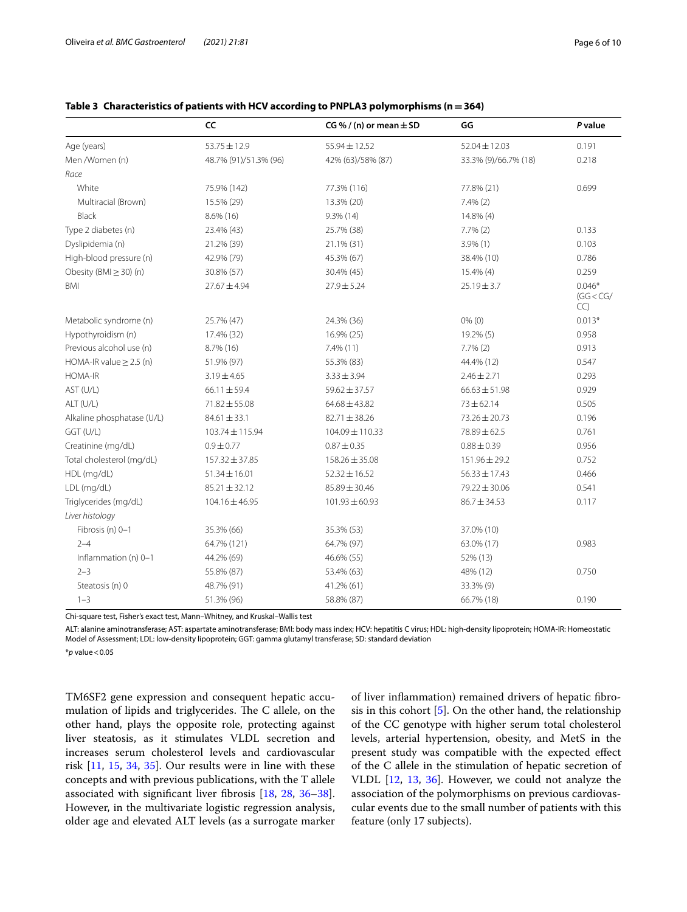**Table 3 Characteristics of patients with HCV according to PNPLA3 polymorphisms (n = 364)**

| | CC | CG % / (n) or mean ± SD | GG | *P* value |
|---|---|---|---|---|
| Age (years) | 53.75 ± 12.9 | 55.94 ± 12.52 | 52.04 ± 12.03 | 0.191 |
| Men /Women (n) | 48.7% (91)/51.3% (96) | 42% (63)/58% (87) | 33.3% (9)/66.7% (18) | 0.218 |
| *Race* | | | | |
| White | 75.9% (142) | 77.3% (116) | 77.8% (21) | 0.699 |
| Multiracial (Brown) | 15.5% (29) | 13.3% (20) | 7.4% (2) | |
| Black | 8.6% (16) | 9.3% (14) | 14.8% (4) | |
| Type 2 diabetes (n) | 23.4% (43) | 25.7% (38) | 7.7% (2) | 0.133 |
| Dyslipidemia (n) | 21.2% (39) | 21.1% (31) | 3.9% (1) | 0.103 |
| High-blood pressure (n) | 42.9% (79) | 45.3% (67) | 38.4% (10) | 0.786 |
| Obesity (BMI ≥ 30) (n) | 30.8% (57) | 30.4% (45) | 15.4% (4) | 0.259 |
| BMI | 27.67 ± 4.94 | 27.9 ± 5.24 | 25.19 ± 3.7 | 0.046* (GG < CG/CC) |
| Metabolic syndrome (n) | 25.7% (47) | 24.3% (36) | 0% (0) | 0.013* |
| Hypothyroidism (n) | 17.4% (32) | 16.9% (25) | 19.2% (5) | 0.958 |
| Previous alcohol use (n) | 8.7% (16) | 7.4% (11) | 7.7% (2) | 0.913 |
| HOMA-IR value ≥ 2.5 (n) | 51.9% (97) | 55.3% (83) | 44.4% (12) | 0.547 |
| HOMA-IR | 3.19 ± 4.65 | 3.33 ± 3.94 | 2.46 ± 2.71 | 0.293 |
| AST (U/L) | 66.11 ± 59.4 | 59.62 ± 37.57 | 66.63 ± 51.98 | 0.929 |
| ALT (U/L) | 71.82 ± 55.08 | 64.68 ± 43.82 | 73 ± 62.14 | 0.505 |
| Alkaline phosphatase (U/L) | 84.61 ± 33.1 | 82.71 ± 38.26 | 73.26 ± 20.73 | 0.196 |
| GGT (U/L) | 103.74 ± 115.94 | 104.09 ± 110.33 | 78.89 ± 62.5 | 0.761 |
| Creatinine (mg/dL) | 0.9 ± 0.77 | 0.87 ± 0.35 | 0.88 ± 0.39 | 0.956 |
| Total cholesterol (mg/dL) | 157.32 ± 37.85 | 158.26 ± 35.08 | 151.96 ± 29.2 | 0.752 |
| HDL (mg/dL) | 51.34 ± 16.01 | 52.32 ± 16.52 | 56.33 ± 17.43 | 0.466 |
| LDL (mg/dL) | 85.21 ± 32.12 | 85.89 ± 30.46 | 79.22 ± 30.06 | 0.541 |
| Triglycerides (mg/dL) | 104.16 ± 46.95 | 101.93 ± 60.93 | 86.7 ± 34.53 | 0.117 |
| *Liver histology* | | | | |
| Fibrosis (n) 0–1 | 35.3% (66) | 35.3% (53) | 37.0% (10) | |
| 2–4 | 64.7% (121) | 64.7% (97) | 63.0% (17) | 0.983 |
| Inflammation (n) 0–1 | 44.2% (69) | 46.6% (55) | 52% (13) | |
| 2–3 | 55.8% (87) | 53.4% (63) | 48% (12) | 0.750 |
| Steatosis (n) 0 | 48.7% (91) | 41.2% (61) | 33.3% (9) | |
| 1–3 | 51.3% (96) | 58.8% (87) | 66.7% (18) | 0.190 |

Chi-square test, Fisher's exact test, Mann–Whitney, and Kruskal–Wallis test

ALT: alanine aminotransferase; AST: aspartate aminotransferase; BMI: body mass index; HCV: hepatitis C virus; HDL: high-density lipoprotein; HOMA-IR: Homeostatic Model of Assessment; LDL: low-density lipoprotein; GGT: gamma glutamyl transferase; SD: standard deviation

\**p* value < 0.05

TM6SF2 gene expression and consequent hepatic accumulation of lipids and triglycerides. The C allele, on the other hand, plays the opposite role, protecting against liver steatosis, as it stimulates VLDL secretion and increases serum cholesterol levels and cardiovascular risk [11, 15, 34, 35]. Our results were in line with these concepts and with previous publications, with the T allele associated with significant liver fibrosis [18, 28, 36–38]. However, in the multivariate logistic regression analysis, older age and elevated ALT levels (as a surrogate marker of liver inflammation) remained drivers of hepatic fibrosis in this cohort [5]. On the other hand, the relationship of the CC genotype with higher serum total cholesterol levels, arterial hypertension, obesity, and MetS in the present study was compatible with the expected effect of the C allele in the stimulation of hepatic secretion of VLDL [12, 13, 36]. However, we could not analyze the association of the polymorphisms on previous cardiovascular events due to the small number of patients with this feature (only 17 subjects).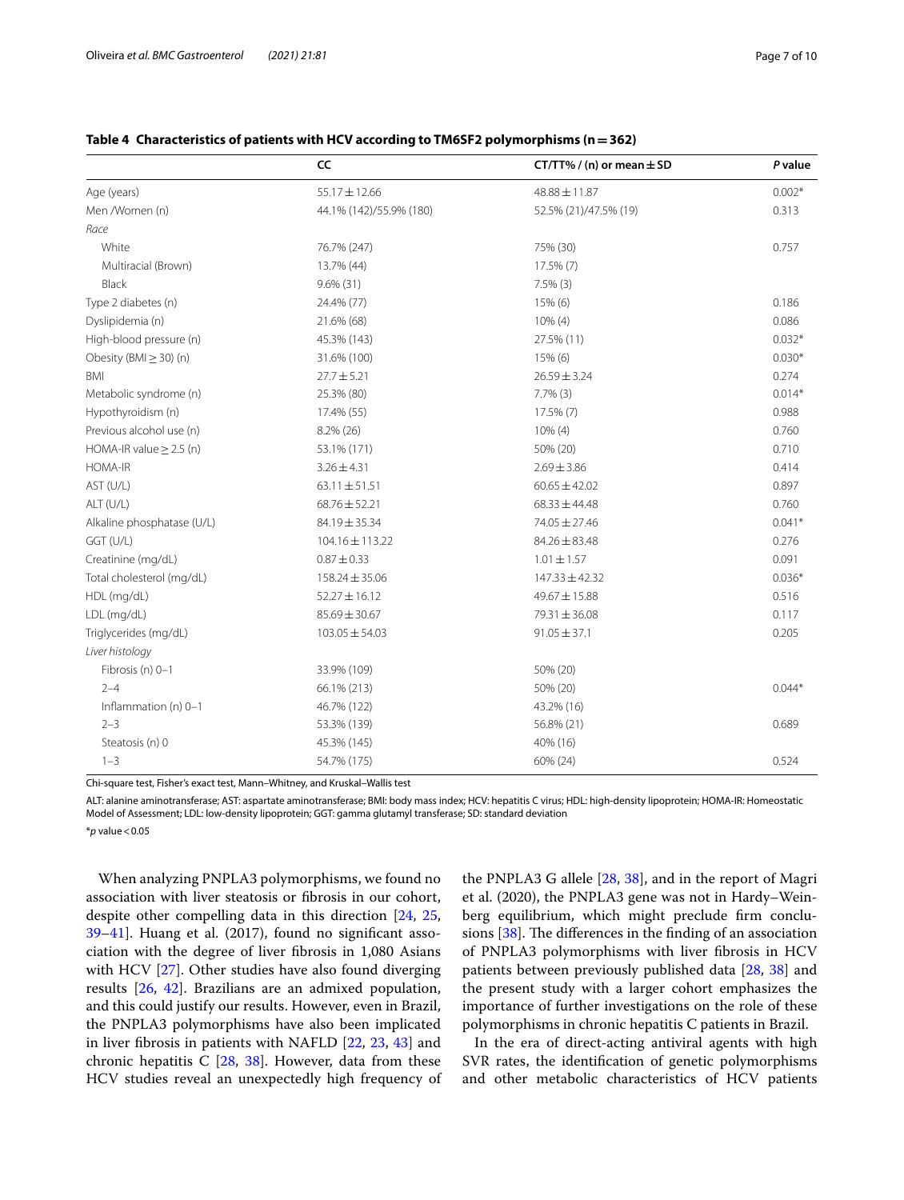**Table 4 Characteristics of patients with HCV according to TM6SF2 polymorphisms (n = 362)**

| | CC | CT/TT% / (n) or mean ± SD | *P* value |
|---|---|---|---|
| Age (years) | 55.17 ± 12.66 | 48.88 ± 11.87 | 0.002* |
| Men /Women (n) | 44.1% (142)/55.9% (180) | 52.5% (21)/47.5% (19) | 0.313 |
| *Race* | | | |
| White | 76.7% (247) | 75% (30) | 0.757 |
| Multiracial (Brown) | 13.7% (44) | 17.5% (7) | |
| Black | 9.6% (31) | 7.5% (3) | |
| Type 2 diabetes (n) | 24.4% (77) | 15% (6) | 0.186 |
| Dyslipidemia (n) | 21.6% (68) | 10% (4) | 0.086 |
| High-blood pressure (n) | 45.3% (143) | 27.5% (11) | 0.032* |
| Obesity (BMI ≥ 30) (n) | 31.6% (100) | 15% (6) | 0.030* |
| BMI | 27.7 ± 5.21 | 26.59 ± 3.24 | 0.274 |
| Metabolic syndrome (n) | 25.3% (80) | 7.7% (3) | 0.014* |
| Hypothyroidism (n) | 17.4% (55) | 17.5% (7) | 0.988 |
| Previous alcohol use (n) | 8.2% (26) | 10% (4) | 0.760 |
| HOMA-IR value ≥ 2.5 (n) | 53.1% (171) | 50% (20) | 0.710 |
| HOMA-IR | 3.26 ± 4.31 | 2.69 ± 3.86 | 0.414 |
| AST (U/L) | 63.11 ± 51.51 | 60.65 ± 42.02 | 0.897 |
| ALT (U/L) | 68.76 ± 52.21 | 68.33 ± 44.48 | 0.760 |
| Alkaline phosphatase (U/L) | 84.19 ± 35.34 | 74.05 ± 27.46 | 0.041* |
| GGT (U/L) | 104.16 ± 113.22 | 84.26 ± 83.48 | 0.276 |
| Creatinine (mg/dL) | 0.87 ± 0.33 | 1.01 ± 1.57 | 0.091 |
| Total cholesterol (mg/dL) | 158.24 ± 35.06 | 147.33 ± 42.32 | 0.036* |
| HDL (mg/dL) | 52.27 ± 16.12 | 49.67 ± 15.88 | 0.516 |
| LDL (mg/dL) | 85.69 ± 30.67 | 79.31 ± 36.08 | 0.117 |
| Triglycerides (mg/dL) | 103.05 ± 54.03 | 91.05 ± 37.1 | 0.205 |
| *Liver histology* | | | |
| Fibrosis (n) 0–1 | 33.9% (109) | 50% (20) | |
| 2–4 | 66.1% (213) | 50% (20) | 0.044* |
| Inflammation (n) 0–1 | 46.7% (122) | 43.2% (16) | |
| 2–3 | 53.3% (139) | 56.8% (21) | 0.689 |
| Steatosis (n) 0 | 45.3% (145) | 40% (16) | |
| 1–3 | 54.7% (175) | 60% (24) | 0.524 |

Chi-square test, Fisher's exact test, Mann–Whitney, and Kruskal–Wallis test

ALT: alanine aminotransferase; AST: aspartate aminotransferase; BMI: body mass index; HCV: hepatitis C virus; HDL: high-density lipoprotein; HOMA-IR: Homeostatic Model of Assessment; LDL: low-density lipoprotein; GGT: gamma glutamyl transferase; SD: standard deviation

\**p* value < 0.05

When analyzing PNPLA3 polymorphisms, we found no association with liver steatosis or fibrosis in our cohort, despite other compelling data in this direction [24, 25, 39–41]. Huang et al. (2017), found no significant association with the degree of liver fibrosis in 1,080 Asians with HCV [27]. Other studies have also found diverging results [26, 42]. Brazilians are an admixed population, and this could justify our results. However, even in Brazil, the PNPLA3 polymorphisms have also been implicated in liver fibrosis in patients with NAFLD [22, 23, 43] and chronic hepatitis C [28, 38]. However, data from these HCV studies reveal an unexpectedly high frequency of the PNPLA3 G allele [28, 38], and in the report of Magri et al. (2020), the PNPLA3 gene was not in Hardy–Weinberg equilibrium, which might preclude firm conclusions [38]. The differences in the finding of an association of PNPLA3 polymorphisms with liver fibrosis in HCV patients between previously published data [28, 38] and the present study with a larger cohort emphasizes the importance of further investigations on the role of these polymorphisms in chronic hepatitis C patients in Brazil.

In the era of direct-acting antiviral agents with high SVR rates, the identification of genetic polymorphisms and other metabolic characteristics of HCV patients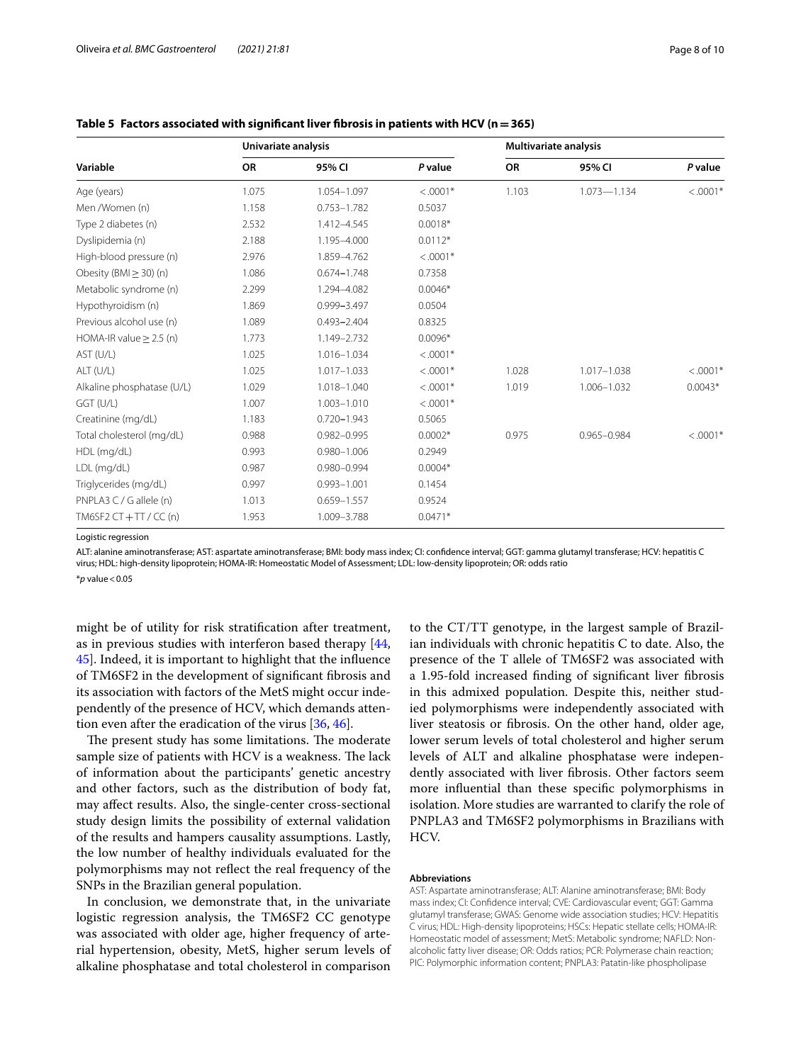**Table 5 Factors associated with significant liver fibrosis in patients with HCV (n = 365)**

| Variable | Univariate analysis | | | Multivariate analysis | | |
|---|---|---|---|---|---|---|
| | OR | 95% CI | *P* value | OR | 95% CI | *P* value |
| Age (years) | 1.075 | 1.054–1.097 | <.0001* | 1.103 | 1.073—1.134 | <.0001* |
| Men /Women (n) | 1.158 | 0.753–1.782 | 0.5037 | | | |
| Type 2 diabetes (n) | 2.532 | 1.412–4.545 | 0.0018* | | | |
| Dyslipidemia (n) | 2.188 | 1.195–4.000 | 0.0112* | | | |
| High-blood pressure (n) | 2.976 | 1.859–4.762 | <.0001* | | | |
| Obesity (BMI ≥ 30) (n) | 1.086 | 0.674–1.748 | 0.7358 | | | |
| Metabolic syndrome (n) | 2.299 | 1.294–4.082 | 0.0046* | | | |
| Hypothyroidism (n) | 1.869 | 0.999–3.497 | 0.0504 | | | |
| Previous alcohol use (n) | 1.089 | 0.493–2.404 | 0.8325 | | | |
| HOMA-IR value ≥ 2.5 (n) | 1.773 | 1.149–2.732 | 0.0096* | | | |
| AST (U/L) | 1.025 | 1.016–1.034 | <.0001* | | | |
| ALT (U/L) | 1.025 | 1.017–1.033 | <.0001* | 1.028 | 1.017–1.038 | <.0001* |
| Alkaline phosphatase (U/L) | 1.029 | 1.018–1.040 | <.0001* | 1.019 | 1.006–1.032 | 0.0043* |
| GGT (U/L) | 1.007 | 1.003–1.010 | <.0001* | | | |
| Creatinine (mg/dL) | 1.183 | 0.720–1.943 | 0.5065 | | | |
| Total cholesterol (mg/dL) | 0.988 | 0.982–0.995 | 0.0002* | 0.975 | 0.965–0.984 | <.0001* |
| HDL (mg/dL) | 0.993 | 0.980–1.006 | 0.2949 | | | |
| LDL (mg/dL) | 0.987 | 0.980–0.994 | 0.0004* | | | |
| Triglycerides (mg/dL) | 0.997 | 0.993–1.001 | 0.1454 | | | |
| PNPLA3 C / G allele (n) | 1.013 | 0.659–1.557 | 0.9524 | | | |
| TM6SF2 CT + TT / CC (n) | 1.953 | 1.009–3.788 | 0.0471* | | | |

Logistic regression

ALT: alanine aminotransferase; AST: aspartate aminotransferase; BMI: body mass index; CI: confidence interval; GGT: gamma glutamyl transferase; HCV: hepatitis C virus; HDL: high-density lipoprotein; HOMA-IR: Homeostatic Model of Assessment; LDL: low-density lipoprotein; OR: odds ratio

*$p$ value < 0.05

might be of utility for risk stratification after treatment, as in previous studies with interferon based therapy [44, 45]. Indeed, it is important to highlight that the influence of TM6SF2 in the development of significant fibrosis and its association with factors of the MetS might occur independently of the presence of HCV, which demands attention even after the eradication of the virus [36, 46].

The present study has some limitations. The moderate sample size of patients with HCV is a weakness. The lack of information about the participants' genetic ancestry and other factors, such as the distribution of body fat, may affect results. Also, the single-center cross-sectional study design limits the possibility of external validation of the results and hampers causality assumptions. Lastly, the low number of healthy individuals evaluated for the polymorphisms may not reflect the real frequency of the SNPs in the Brazilian general population.

In conclusion, we demonstrate that, in the univariate logistic regression analysis, the TM6SF2 CC genotype was associated with older age, higher frequency of arterial hypertension, obesity, MetS, higher serum levels of alkaline phosphatase and total cholesterol in comparison to the CT/TT genotype, in the largest sample of Brazilian individuals with chronic hepatitis C to date. Also, the presence of the T allele of TM6SF2 was associated with a 1.95-fold increased finding of significant liver fibrosis in this admixed population. Despite this, neither studied polymorphisms were independently associated with liver steatosis or fibrosis. On the other hand, older age, lower serum levels of total cholesterol and higher serum levels of ALT and alkaline phosphatase were independently associated with liver fibrosis. Other factors seem more influential than these specific polymorphisms in isolation. More studies are warranted to clarify the role of PNPLA3 and TM6SF2 polymorphisms in Brazilians with HCV.

**Abbreviations**

AST: Aspartate aminotransferase; ALT: Alanine aminotransferase; BMI: Body mass index; CI: Confidence interval; CVE: Cardiovascular event; GGT: Gamma glutamyl transferase; GWAS: Genome wide association studies; HCV: Hepatitis C virus; HDL: High-density lipoproteins; HSCs: Hepatic stellate cells; HOMA-IR: Homeostatic model of assessment; MetS: Metabolic syndrome; NAFLD: Non-alcoholic fatty liver disease; OR: Odds ratios; PCR: Polymerase chain reaction; PIC: Polymorphic information content; PNPLA3: Patatin-like phospholipase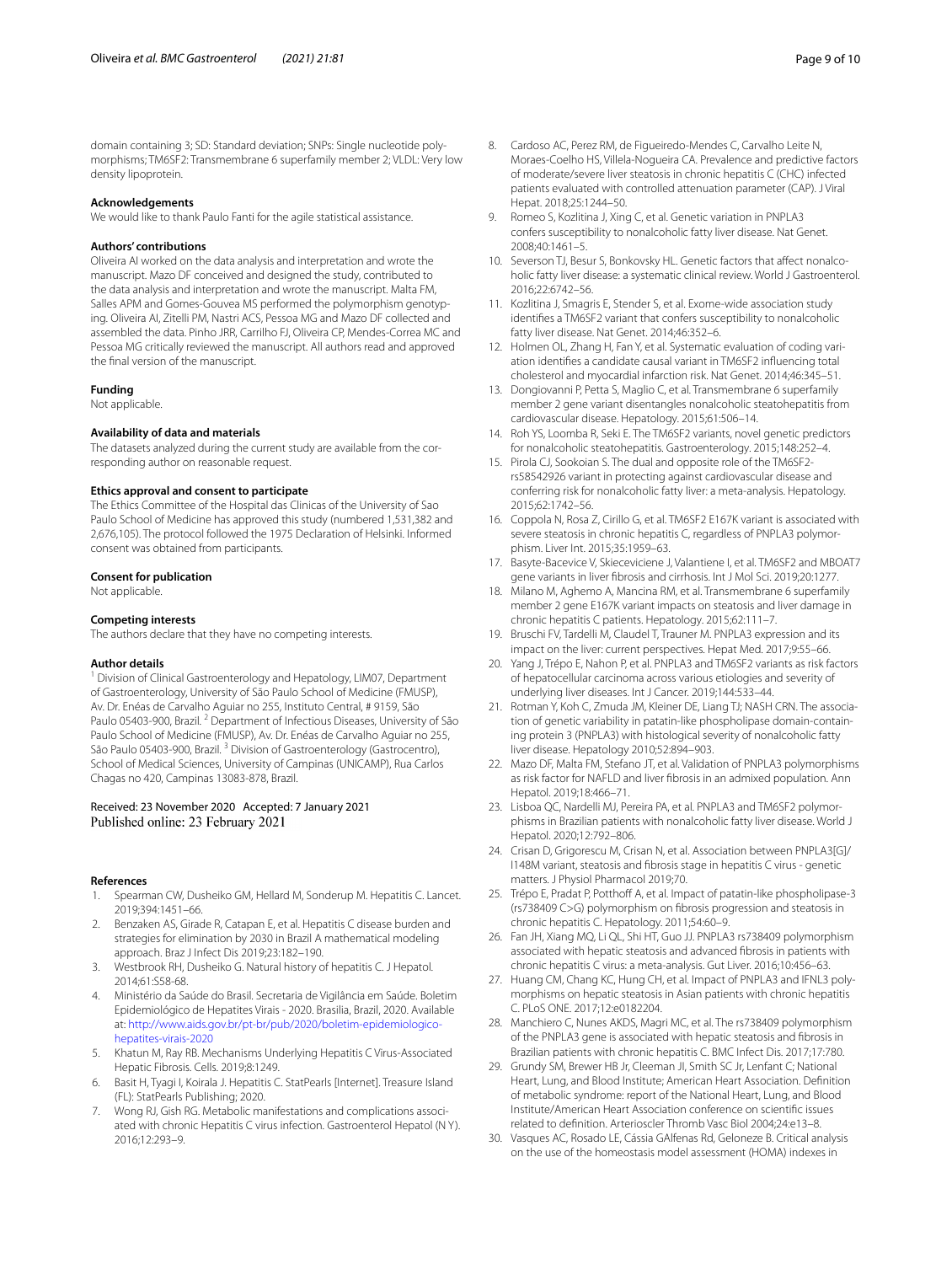domain containing 3; SD: Standard deviation; SNPs: Single nucleotide polymorphisms; TM6SF2: Transmembrane 6 superfamily member 2; VLDL: Very low density lipoprotein.

### Acknowledgements

We would like to thank Paulo Fanti for the agile statistical assistance.

### Authors' contributions

Oliveira AI worked on the data analysis and interpretation and wrote the manuscript. Mazo DF conceived and designed the study, contributed to the data analysis and interpretation and wrote the manuscript. Malta FM, Salles APM and Gomes-Gouvea MS performed the polymorphism genotyping. Oliveira AI, Zitelli PM, Nastri ACS, Pessoa MG and Mazo DF collected and assembled the data. Pinho JRR, Carrilho FJ, Oliveira CP, Mendes-Correa MC and Pessoa MG critically reviewed the manuscript. All authors read and approved the final version of the manuscript.

### Funding

Not applicable.

### Availability of data and materials

The datasets analyzed during the current study are available from the corresponding author on reasonable request.

### Ethics approval and consent to participate

The Ethics Committee of the Hospital das Clinicas of the University of Sao Paulo School of Medicine has approved this study (numbered 1,531,382 and 2,676,105). The protocol followed the 1975 Declaration of Helsinki. Informed consent was obtained from participants.

### Consent for publication

Not applicable.

### Competing interests

The authors declare that they have no competing interests.

### Author details

[1] Division of Clinical Gastroenterology and Hepatology, LIM07, Department of Gastroenterology, University of São Paulo School of Medicine (FMUSP), Av. Dr. Enéas de Carvalho Aguiar no 255, Instituto Central, # 9159, São Paulo 05403-900, Brazil. [2] Department of Infectious Diseases, University of São Paulo School of Medicine (FMUSP), Av. Dr. Enéas de Carvalho Aguiar no 255, São Paulo 05403-900, Brazil. [3] Division of Gastroenterology (Gastrocentro), School of Medical Sciences, University of Campinas (UNICAMP), Rua Carlos Chagas no 420, Campinas 13083-878, Brazil.

Received: 23 November 2020 Accepted: 7 January 2021
Published online: 23 February 2021

## References

1. Spearman CW, Dusheiko GM, Hellard M, Sonderup M. Hepatitis C. Lancet. 2019;394:1451–66.
2. Benzaken AS, Girade R, Catapan E, et al. Hepatitis C disease burden and strategies for elimination by 2030 in Brazil A mathematical modeling approach. Braz J Infect Dis 2019;23:182–190.
3. Westbrook RH, Dusheiko G. Natural history of hepatitis C. J Hepatol. 2014;61:S58-68.
4. Ministério da Saúde do Brasil. Secretaria de Vigilância em Saúde. Boletim Epidemiológico de Hepatites Virais - 2020. Brasilia, Brazil, 2020. Available at: http://www.aids.gov.br/pt-br/pub/2020/boletim-epidemiologico-hepatites-virais-2020
5. Khatun M, Ray RB. Mechanisms Underlying Hepatitis C Virus-Associated Hepatic Fibrosis. Cells. 2019;8:1249.
6. Basit H, Tyagi I, Koirala J. Hepatitis C. StatPearls [Internet]. Treasure Island (FL): StatPearls Publishing; 2020.
7. Wong RJ, Gish RG. Metabolic manifestations and complications associated with chronic Hepatitis C virus infection. Gastroenterol Hepatol (N Y). 2016;12:293–9.
8. Cardoso AC, Perez RM, de Figueiredo-Mendes C, Carvalho Leite N, Moraes-Coelho HS, Villela-Nogueira CA. Prevalence and predictive factors of moderate/severe liver steatosis in chronic hepatitis C (CHC) infected patients evaluated with controlled attenuation parameter (CAP). J Viral Hepat. 2018;25:1244–50.
9. Romeo S, Kozlitina J, Xing C, et al. Genetic variation in PNPLA3 confers susceptibility to nonalcoholic fatty liver disease. Nat Genet. 2008;40:1461–5.
10. Severson TJ, Besur S, Bonkovsky HL. Genetic factors that affect nonalcoholic fatty liver disease: a systematic clinical review. World J Gastroenterol. 2016;22:6742–56.
11. Kozlitina J, Smagris E, Stender S, et al. Exome-wide association study identifies a TM6SF2 variant that confers susceptibility to nonalcoholic fatty liver disease. Nat Genet. 2014;46:352–6.
12. Holmen OL, Zhang H, Fan Y, et al. Systematic evaluation of coding variation identifies a candidate causal variant in TM6SF2 influencing total cholesterol and myocardial infarction risk. Nat Genet. 2014;46:345–51.
13. Dongiovanni P, Petta S, Maglio C, et al. Transmembrane 6 superfamily member 2 gene variant disentangles nonalcoholic steatohepatitis from cardiovascular disease. Hepatology. 2015;61:506–14.
14. Roh YS, Loomba R, Seki E. The TM6SF2 variants, novel genetic predictors for nonalcoholic steatohepatitis. Gastroenterology. 2015;148:252–4.
15. Pirola CJ, Sookoian S. The dual and opposite role of the TM6SF2-rs58542926 variant in protecting against cardiovascular disease and conferring risk for nonalcoholic fatty liver: a meta-analysis. Hepatology. 2015;62:1742–56.
16. Coppola N, Rosa Z, Cirillo G, et al. TM6SF2 E167K variant is associated with severe steatosis in chronic hepatitis C, regardless of PNPLA3 polymorphism. Liver Int. 2015;35:1959–63.
17. Basyte-Bacevice V, Skieceviciene J, Valantiene I, et al. TM6SF2 and MBOAT7 gene variants in liver fibrosis and cirrhosis. Int J Mol Sci. 2019;20:1277.
18. Milano M, Aghemo A, Mancina RM, et al. Transmembrane 6 superfamily member 2 gene E167K variant impacts on steatosis and liver damage in chronic hepatitis C patients. Hepatology. 2015;62:111–7.
19. Bruschi FV, Tardelli M, Claudel T, Trauner M. PNPLA3 expression and its impact on the liver: current perspectives. Hepat Med. 2017;9:55–66.
20. Yang J, Trépo E, Nahon P, et al. PNPLA3 and TM6SF2 variants as risk factors of hepatocellular carcinoma across various etiologies and severity of underlying liver diseases. Int J Cancer. 2019;144:533–44.
21. Rotman Y, Koh C, Zmuda JM, Kleiner DE, Liang TJ; NASH CRN. The association of genetic variability in patatin-like phospholipase domain-containing protein 3 (PNPLA3) with histological severity of nonalcoholic fatty liver disease. Hepatology 2010;52:894–903.
22. Mazo DF, Malta FM, Stefano JT, et al. Validation of PNPLA3 polymorphisms as risk factor for NAFLD and liver fibrosis in an admixed population. Ann Hepatol. 2019;18:466–71.
23. Lisboa QC, Nardelli MJ, Pereira PA, et al. PNPLA3 and TM6SF2 polymorphisms in Brazilian patients with nonalcoholic fatty liver disease. World J Hepatol. 2020;12:792–806.
24. Crisan D, Grigorescu M, Crisan N, et al. Association between PNPLA3[G]/I148M variant, steatosis and fibrosis stage in hepatitis C virus - genetic matters. J Physiol Pharmacol 2019;70.
25. Trépo E, Pradat P, Potthoff A, et al. Impact of patatin-like phospholipase-3 (rs738409 C>G) polymorphism on fibrosis progression and steatosis in chronic hepatitis C. Hepatology. 2011;54:60–9.
26. Fan JH, Xiang MQ, Li QL, Shi HT, Guo JJ. PNPLA3 rs738409 polymorphism associated with hepatic steatosis and advanced fibrosis in patients with chronic hepatitis C virus: a meta-analysis. Gut Liver. 2016;10:456–63.
27. Huang CM, Chang KC, Hung CH, et al. Impact of PNPLA3 and IFNL3 polymorphisms on hepatic steatosis in Asian patients with chronic hepatitis C. PLoS ONE. 2017;12:e0182204.
28. Manchiero C, Nunes AKDS, Magri MC, et al. The rs738409 polymorphism of the PNPLA3 gene is associated with hepatic steatosis and fibrosis in Brazilian patients with chronic hepatitis C. BMC Infect Dis. 2017;17:780.
29. Grundy SM, Brewer HB Jr, Cleeman JI, Smith SC Jr, Lenfant C; National Heart, Lung, and Blood Institute; American Heart Association. Definition of metabolic syndrome: report of the National Heart, Lung, and Blood Institute/American Heart Association conference on scientific issues related to definition. Arterioscler Thromb Vasc Biol 2004;24:e13–8.
30. Vasques AC, Rosado LE, Cássia GAlfenas Rd, Geloneze B. Critical analysis on the use of the homeostasis model assessment (HOMA) indexes in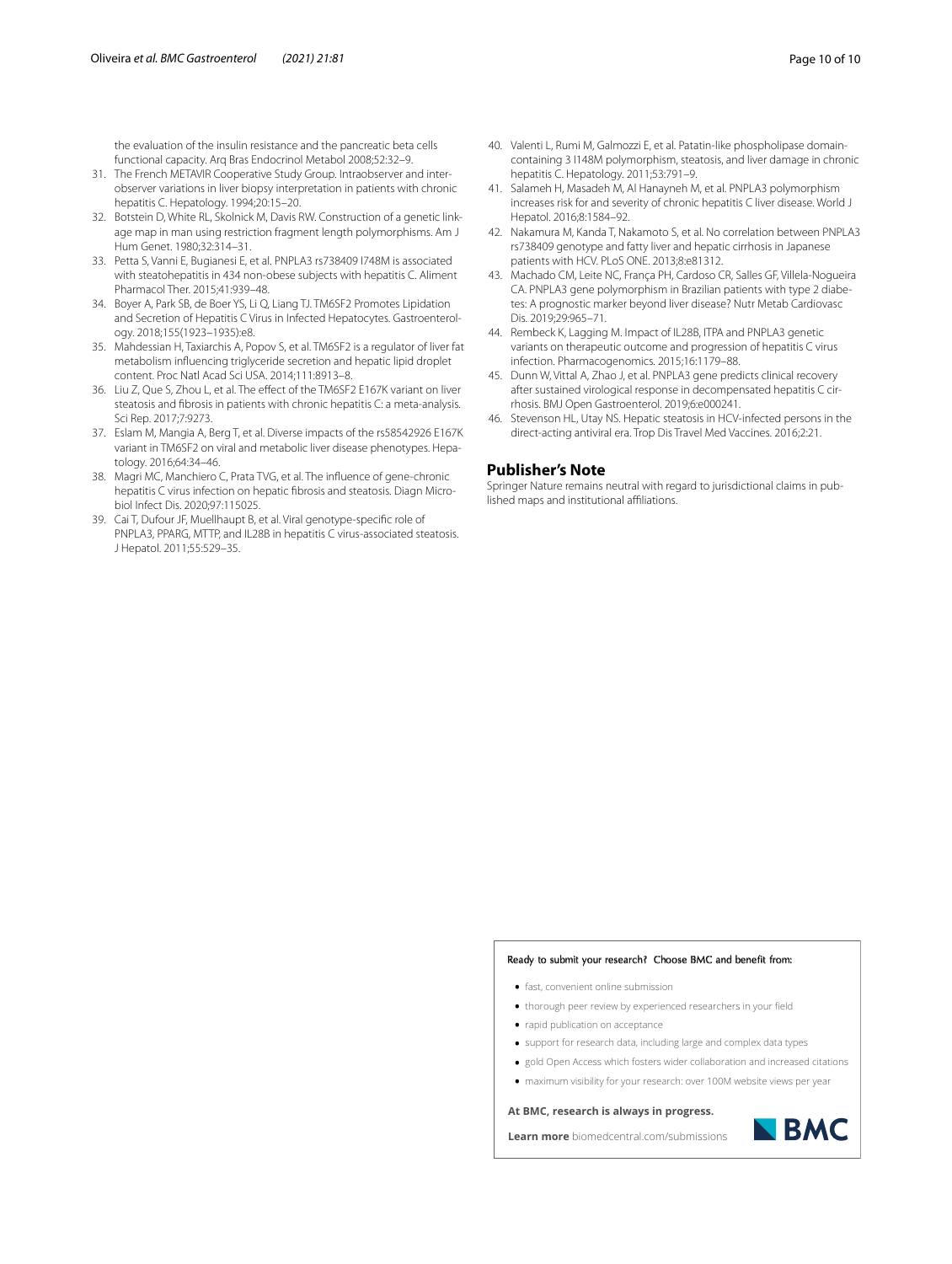the evaluation of the insulin resistance and the pancreatic beta cells functional capacity. Arq Bras Endocrinol Metabol 2008;52:32–9.

31. The French METAVIR Cooperative Study Group. Intraobserver and interobserver variations in liver biopsy interpretation in patients with chronic hepatitis C. Hepatology. 1994;20:15–20.
32. Botstein D, White RL, Skolnick M, Davis RW. Construction of a genetic linkage map in man using restriction fragment length polymorphisms. Am J Hum Genet. 1980;32:314–31.
33. Petta S, Vanni E, Bugianesi E, et al. PNPLA3 rs738409 I748M is associated with steatohepatitis in 434 non-obese subjects with hepatitis C. Aliment Pharmacol Ther. 2015;41:939–48.
34. Boyer A, Park SB, de Boer YS, Li Q, Liang TJ. TM6SF2 Promotes Lipidation and Secretion of Hepatitis C Virus in Infected Hepatocytes. Gastroenterology. 2018;155(1923–1935):e8.
35. Mahdessian H, Taxiarchis A, Popov S, et al. TM6SF2 is a regulator of liver fat metabolism influencing triglyceride secretion and hepatic lipid droplet content. Proc Natl Acad Sci USA. 2014;111:8913–8.
36. Liu Z, Que S, Zhou L, et al. The effect of the TM6SF2 E167K variant on liver steatosis and fibrosis in patients with chronic hepatitis C: a meta-analysis. Sci Rep. 2017;7:9273.
37. Eslam M, Mangia A, Berg T, et al. Diverse impacts of the rs58542926 E167K variant in TM6SF2 on viral and metabolic liver disease phenotypes. Hepatology. 2016;64:34–46.
38. Magri MC, Manchiero C, Prata TVG, et al. The influence of gene-chronic hepatitis C virus infection on hepatic fibrosis and steatosis. Diagn Microbiol Infect Dis. 2020;97:115025.
39. Cai T, Dufour JF, Muellhaupt B, et al. Viral genotype-specific role of PNPLA3, PPARG, MTTP, and IL28B in hepatitis C virus-associated steatosis. J Hepatol. 2011;55:529–35.
40. Valenti L, Rumi M, Galmozzi E, et al. Patatin-like phospholipase domain-containing 3 I148M polymorphism, steatosis, and liver damage in chronic hepatitis C. Hepatology. 2011;53:791–9.
41. Salameh H, Masadeh M, Al Hanayneh M, et al. PNPLA3 polymorphism increases risk for and severity of chronic hepatitis C liver disease. World J Hepatol. 2016;8:1584–92.
42. Nakamura M, Kanda T, Nakamoto S, et al. No correlation between PNPLA3 rs738409 genotype and fatty liver and hepatic cirrhosis in Japanese patients with HCV. PLoS ONE. 2013;8:e81312.
43. Machado CM, Leite NC, França PH, Cardoso CR, Salles GF, Villela-Nogueira CA. PNPLA3 gene polymorphism in Brazilian patients with type 2 diabetes: A prognostic marker beyond liver disease? Nutr Metab Cardiovasc Dis. 2019;29:965–71.
44. Rembeck K, Lagging M. Impact of IL28B, ITPA and PNPLA3 genetic variants on therapeutic outcome and progression of hepatitis C virus infection. Pharmacogenomics. 2015;16:1179–88.
45. Dunn W, Vittal A, Zhao J, et al. PNPLA3 gene predicts clinical recovery after sustained virological response in decompensated hepatitis C cirrhosis. BMJ Open Gastroenterol. 2019;6:e000241.
46. Stevenson HL, Utay NS. Hepatic steatosis in HCV-infected persons in the direct-acting antiviral era. Trop Dis Travel Med Vaccines. 2016;2:21.

## Publisher's Note

Springer Nature remains neutral with regard to jurisdictional claims in published maps and institutional affiliations.

Ready to submit your research? Choose BMC and benefit from:

- fast, convenient online submission
- thorough peer review by experienced researchers in your field
- rapid publication on acceptance
- support for research data, including large and complex data types
- gold Open Access which fosters wider collaboration and increased citations
- maximum visibility for your research: over 100M website views per year

**At BMC, research is always in progress.**

**Learn more** biomedcentral.com/submissions